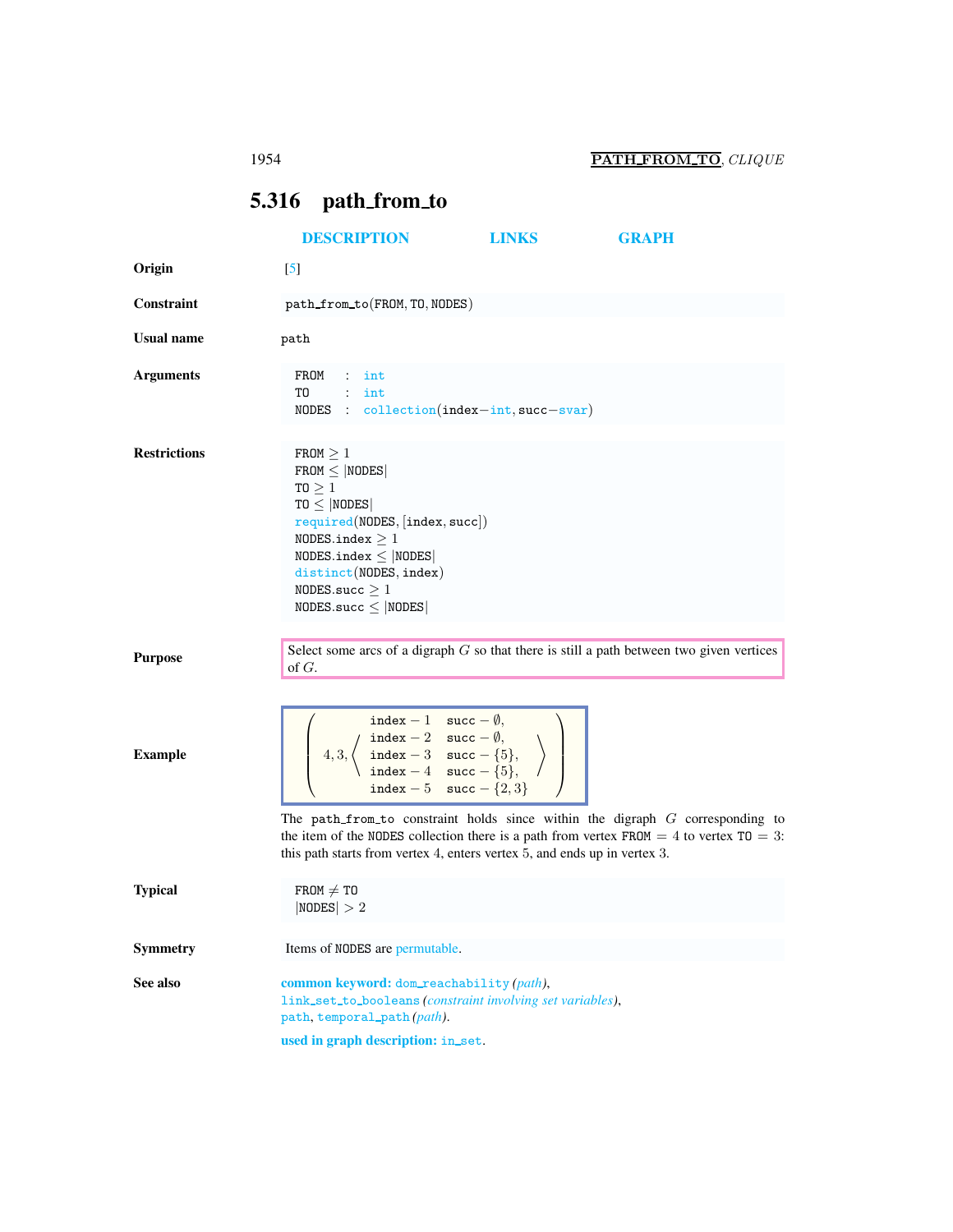## 5.316 path_from_to

DESCRIPTION LINKS GRAPH

**Origin** [5]

**Constraint** path_from_to(FROM, TO, NODES)

**Usual name** path

**Arguments**

```
FROM  : int
TO    : int
NODES : collection(index−int, succ−svar)
```

**Restrictions**

FROM $\geq 1$
FROM $\leq$ |NODES|
TO $\geq 1$
TO $\leq$ |NODES|
required(NODES, [index, succ])
NODES.index $\geq 1$
NODES.index $\leq$ |NODES|
distinct(NODES, index)
NODES.succ $\geq 1$
NODES.succ $\leq$ |NODES|

**Purpose**

Select some arcs of a digraph $G$ so that there is still a path between two given vertices of $G$.

**Example**

$$\left(4, 3, \left\langle \begin{array}{ll} \texttt{index}-1 & \texttt{succ}-\emptyset, \\ \texttt{index}-2 & \texttt{succ}-\emptyset, \\ \texttt{index}-3 & \texttt{succ}-\{5\}, \\ \texttt{index}-4 & \texttt{succ}-\{5\}, \\ \texttt{index}-5 & \texttt{succ}-\{2,3\} \end{array} \right\rangle \right)$$

The path_from_to constraint holds since within the digraph $G$ corresponding to the item of the NODES collection there is a path from vertex FROM $= 4$ to vertex TO $= 3$: this path starts from vertex 4, enters vertex 5, and ends up in vertex 3.

**Typical**

FROM $\neq$ TO
|NODES| $> 2$

**Symmetry**

Items of NODES are permutable.

**See also**

**common keyword:** dom_reachability *(path)*,
link_set_to_booleans *(constraint involving set variables)*,
path, temporal_path *(path)*.

**used in graph description:** in_set.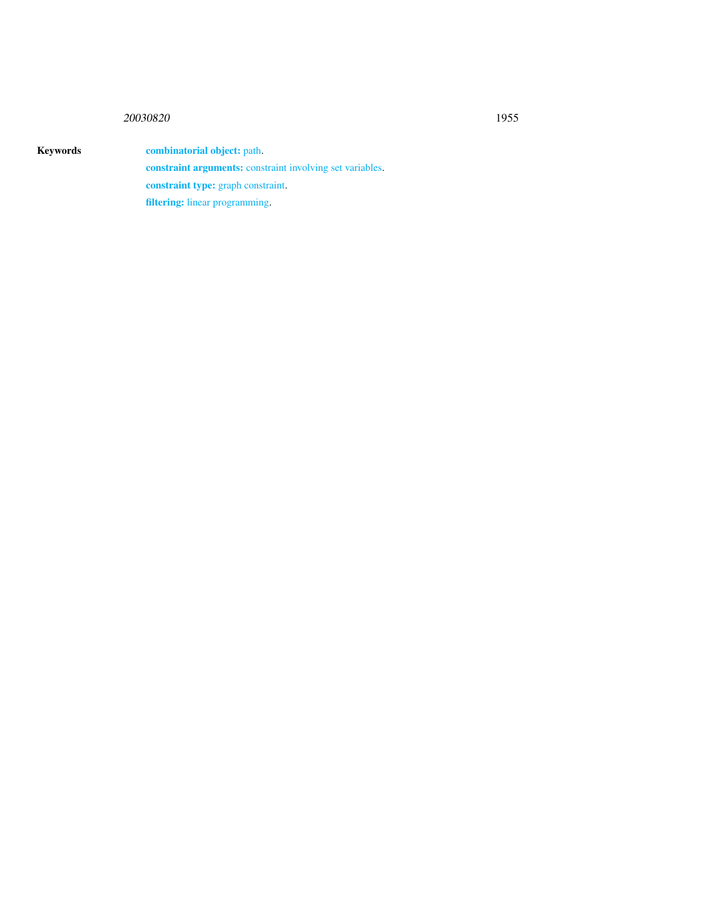**Keywords**

**combinatorial object:** path.

**constraint arguments:** constraint involving set variables.

**constraint type:** graph constraint.

**filtering:** linear programming.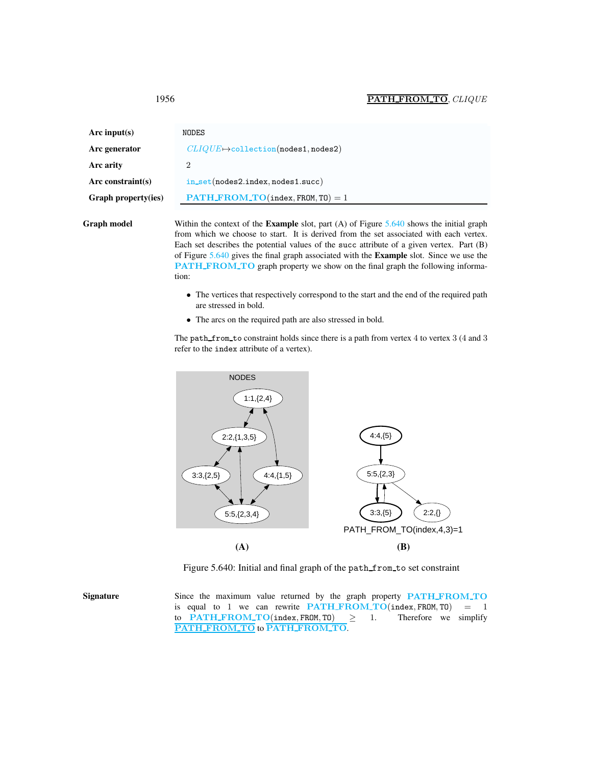| | |
|---|---|
| **Arc input(s)** | NODES |
| **Arc generator** | *CLIQUE*↦collection(nodes1, nodes2) |
| **Arc arity** | 2 |
| **Arc constraint(s)** | in_set(nodes2.index, nodes1.succ) |
| **Graph property(ies)** | PATH_FROM_TO(index, FROM, TO) = 1 |

**Graph model**

Within the context of the **Example** slot, part (A) of Figure 5.640 shows the initial graph from which we choose to start. It is derived from the set associated with each vertex. Each set describes the potential values of the succ attribute of a given vertex. Part (B) of Figure 5.640 gives the final graph associated with the **Example** slot. Since we use the PATH_FROM_TO graph property we show on the final graph the following information:

- The vertices that respectively correspond to the start and the end of the required path are stressed in bold.
- The arcs on the required path are also stressed in bold.

The path_from_to constraint holds since there is a path from vertex 4 to vertex 3 (4 and 3 refer to the index attribute of a vertex).

Figure 5.640: Initial and final graph of the path_from_to set constraint

**Signature**

Since the maximum value returned by the graph property PATH_FROM_TO is equal to 1 we can rewrite PATH_FROM_TO(index, FROM, TO) = 1 to PATH_FROM_TO(index, FROM, TO) ≥ 1. Therefore we simplify $\overline{\text{PATH\_FROM\_TO}}$ to $\overline{\text{PATH\_FROM\_TO}}$.